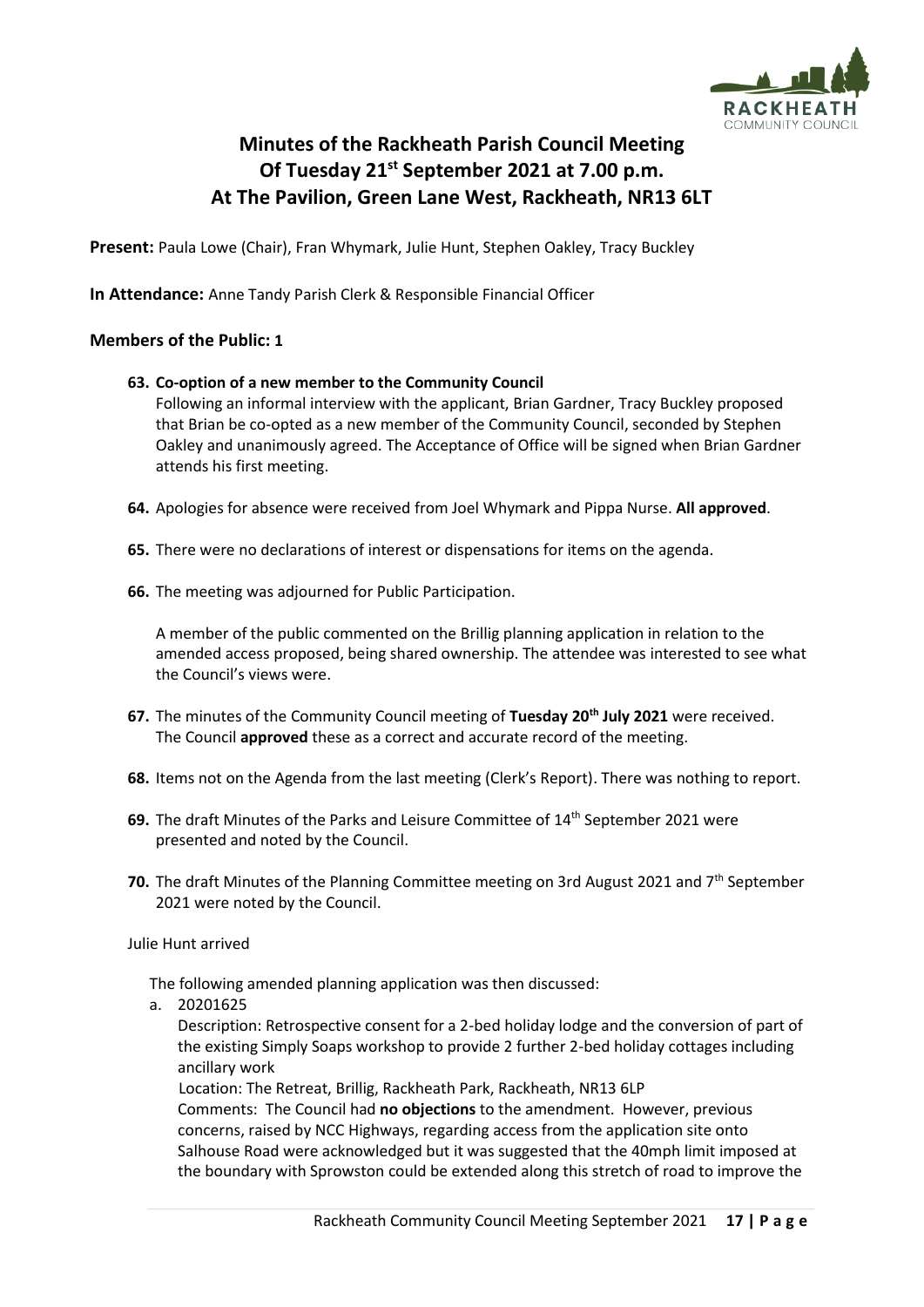# Minutes of the Rackheath Parish Council Meeting
# Of Tuesday 21st September 2021 at 7.00 p.m.
# At The Pavilion, Green Lane West, Rackheath, NR13 6LT

**Present:** Paula Lowe (Chair), Fran Whymark, Julie Hunt, Stephen Oakley, Tracy Buckley

**In Attendance:** Anne Tandy Parish Clerk & Responsible Financial Officer

**Members of the Public: 1**

**63. Co-option of a new member to the Community Council**
Following an informal interview with the applicant, Brian Gardner, Tracy Buckley proposed that Brian be co-opted as a new member of the Community Council, seconded by Stephen Oakley and unanimously agreed. The Acceptance of Office will be signed when Brian Gardner attends his first meeting.

**64.** Apologies for absence were received from Joel Whymark and Pippa Nurse. **All approved**.

**65.** There were no declarations of interest or dispensations for items on the agenda.

**66.** The meeting was adjourned for Public Participation.

A member of the public commented on the Brillig planning application in relation to the amended access proposed, being shared ownership. The attendee was interested to see what the Council's views were.

**67.** The minutes of the Community Council meeting of **Tuesday 20th July 2021** were received. The Council **approved** these as a correct and accurate record of the meeting.

**68.** Items not on the Agenda from the last meeting (Clerk's Report). There was nothing to report.

**69.** The draft Minutes of the Parks and Leisure Committee of 14th September 2021 were presented and noted by the Council.

**70.** The draft Minutes of the Planning Committee meeting on 3rd August 2021 and 7th September 2021 were noted by the Council.

Julie Hunt arrived

The following amended planning application was then discussed:

a. 20201625
Description: Retrospective consent for a 2-bed holiday lodge and the conversion of part of the existing Simply Soaps workshop to provide 2 further 2-bed holiday cottages including ancillary work
Location: The Retreat, Brillig, Rackheath Park, Rackheath, NR13 6LP
Comments: The Council had **no objections** to the amendment. However, previous concerns, raised by NCC Highways, regarding access from the application site onto Salhouse Road were acknowledged but it was suggested that the 40mph limit imposed at the boundary with Sprowston could be extended along this stretch of road to improve the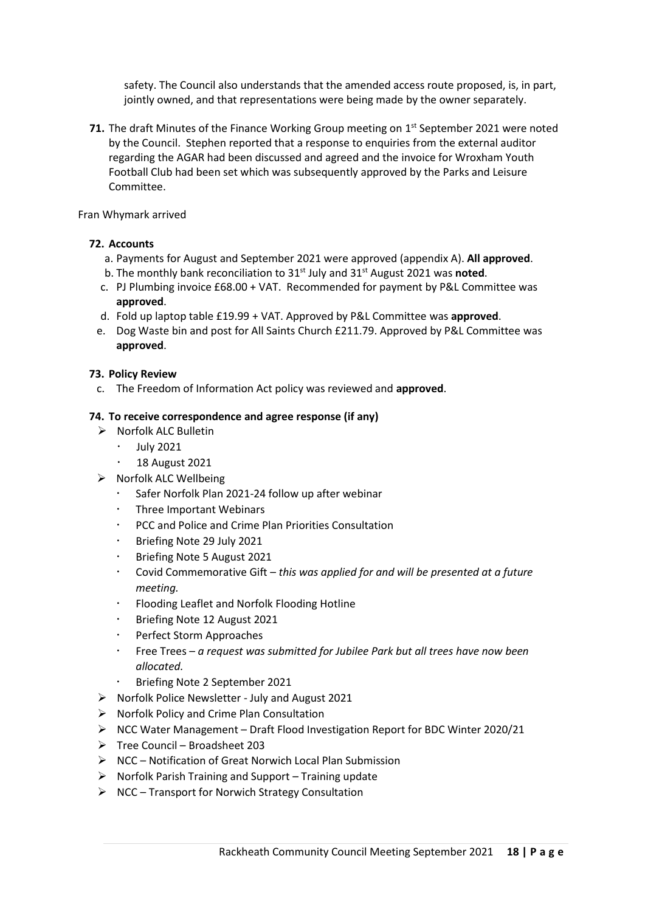safety. The Council also understands that the amended access route proposed, is, in part, jointly owned, and that representations were being made by the owner separately.

**71.** The draft Minutes of the Finance Working Group meeting on 1st September 2021 were noted by the Council. Stephen reported that a response to enquiries from the external auditor regarding the AGAR had been discussed and agreed and the invoice for Wroxham Youth Football Club had been set which was subsequently approved by the Parks and Leisure Committee.

Fran Whymark arrived

**72. Accounts**

a. Payments for August and September 2021 were approved (appendix A). **All approved**.
b. The monthly bank reconciliation to 31st July and 31st August 2021 was **noted**.
c. PJ Plumbing invoice £68.00 + VAT. Recommended for payment by P&L Committee was **approved**.
d. Fold up laptop table £19.99 + VAT. Approved by P&L Committee was **approved**.
e. Dog Waste bin and post for All Saints Church £211.79. Approved by P&L Committee was **approved**.

**73. Policy Review**

c. The Freedom of Information Act policy was reviewed and **approved**.

**74. To receive correspondence and agree response (if any)**

- Norfolk ALC Bulletin
  - July 2021
  - 18 August 2021
- Norfolk ALC Wellbeing
  - Safer Norfolk Plan 2021-24 follow up after webinar
  - Three Important Webinars
  - PCC and Police and Crime Plan Priorities Consultation
  - Briefing Note 29 July 2021
  - Briefing Note 5 August 2021
  - Covid Commemorative Gift – *this was applied for and will be presented at a future meeting.*
  - Flooding Leaflet and Norfolk Flooding Hotline
  - Briefing Note 12 August 2021
  - Perfect Storm Approaches
  - Free Trees – *a request was submitted for Jubilee Park but all trees have now been allocated.*
  - Briefing Note 2 September 2021
- Norfolk Police Newsletter - July and August 2021
- Norfolk Policy and Crime Plan Consultation
- NCC Water Management – Draft Flood Investigation Report for BDC Winter 2020/21
- Tree Council – Broadsheet 203
- NCC – Notification of Great Norwich Local Plan Submission
- Norfolk Parish Training and Support – Training update
- NCC – Transport for Norwich Strategy Consultation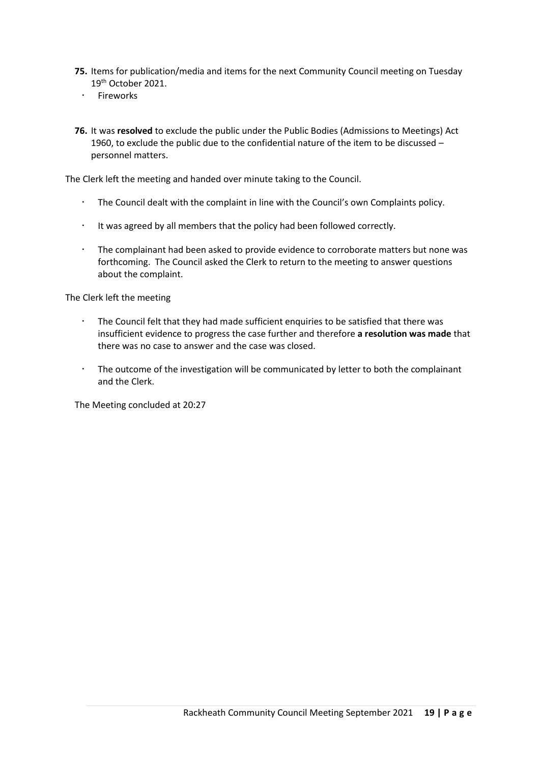**75.** Items for publication/media and items for the next Community Council meeting on Tuesday 19th October 2021.

- Fireworks

**76.** It was **resolved** to exclude the public under the Public Bodies (Admissions to Meetings) Act 1960, to exclude the public due to the confidential nature of the item to be discussed – personnel matters.

The Clerk left the meeting and handed over minute taking to the Council.

- The Council dealt with the complaint in line with the Council's own Complaints policy.
- It was agreed by all members that the policy had been followed correctly.
- The complainant had been asked to provide evidence to corroborate matters but none was forthcoming. The Council asked the Clerk to return to the meeting to answer questions about the complaint.

The Clerk left the meeting

- The Council felt that they had made sufficient enquiries to be satisfied that there was insufficient evidence to progress the case further and therefore **a resolution was made** that there was no case to answer and the case was closed.
- The outcome of the investigation will be communicated by letter to both the complainant and the Clerk.

The Meeting concluded at 20:27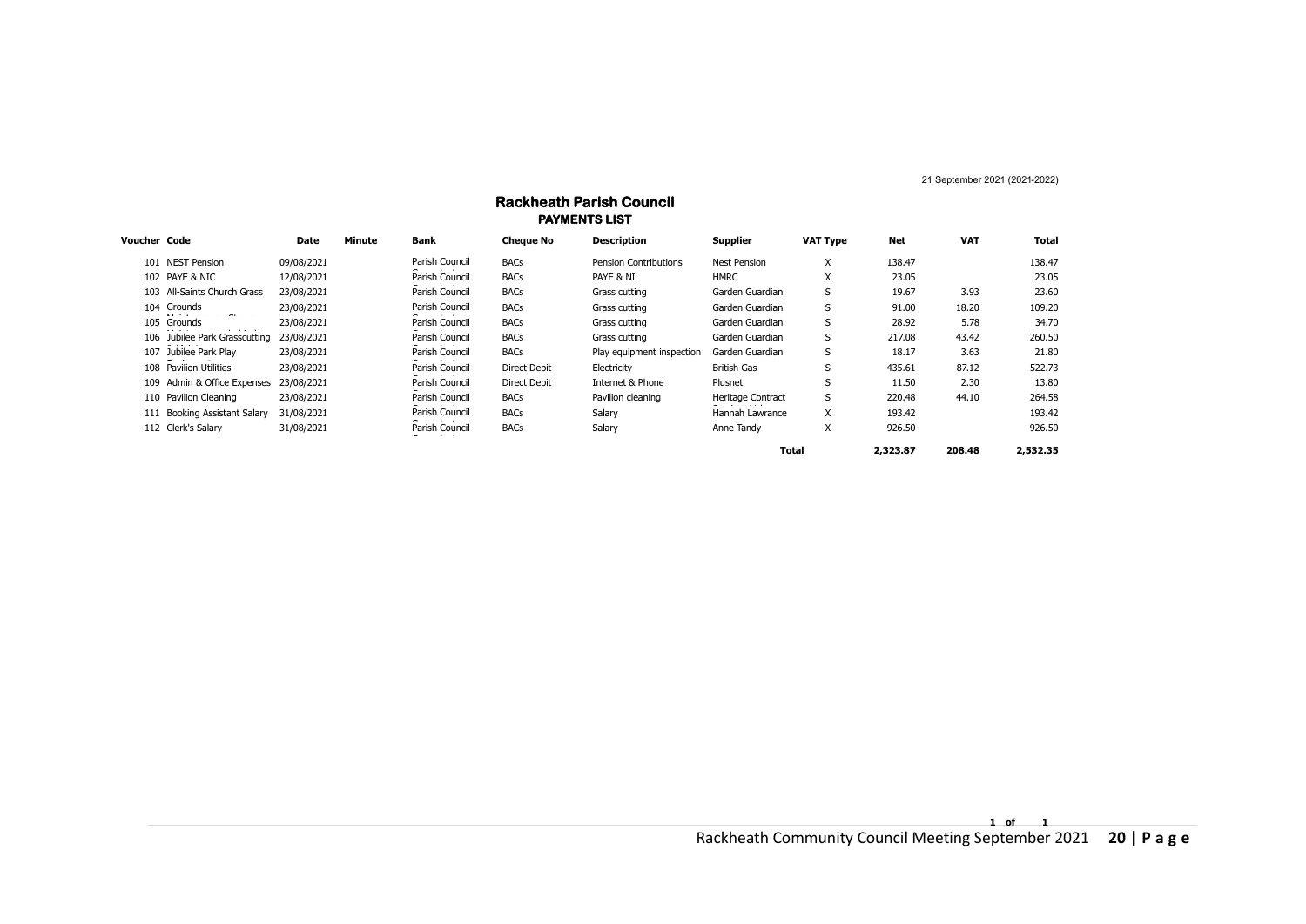21 September 2021 (2021-2022)

# Rackheath Parish Council

## PAYMENTS LIST

| Voucher | Code | Date | Minute | Bank | Cheque No | Description | Supplier | VAT Type | Net | VAT | Total |
|---|---|---|---|---|---|---|---|---|---|---|---|
| 101 | NEST Pension | 09/08/2021 | | Parish Council | BACs | Pension Contributions | Nest Pension | X | 138.47 | | 138.47 |
| 102 | PAYE & NIC | 12/08/2021 | | Parish Council | BACs | PAYE & NI | HMRC | X | 23.05 | | 23.05 |
| 103 | All-Saints Church Grass | 23/08/2021 | | Parish Council | BACs | Grass cutting | Garden Guardian | S | 19.67 | 3.93 | 23.60 |
| 104 | Grounds | 23/08/2021 | | Parish Council | BACs | Grass cutting | Garden Guardian | S | 91.00 | 18.20 | 109.20 |
| 105 | Grounds | 23/08/2021 | | Parish Council | BACs | Grass cutting | Garden Guardian | S | 28.92 | 5.78 | 34.70 |
| 106 | Jubilee Park Grasscutting | 23/08/2021 | | Parish Council | BACs | Grass cutting | Garden Guardian | S | 217.08 | 43.42 | 260.50 |
| 107 | Jubilee Park Play | 23/08/2021 | | Parish Council | BACs | Play equipment inspection | Garden Guardian | S | 18.17 | 3.63 | 21.80 |
| 108 | Pavilion Utilities | 23/08/2021 | | Parish Council | Direct Debit | Electricity | British Gas | S | 435.61 | 87.12 | 522.73 |
| 109 | Admin & Office Expenses | 23/08/2021 | | Parish Council | Direct Debit | Internet & Phone | Plusnet | S | 11.50 | 2.30 | 13.80 |
| 110 | Pavilion Cleaning | 23/08/2021 | | Parish Council | BACs | Pavilion cleaning | Heritage Contract | S | 220.48 | 44.10 | 264.58 |
| 111 | Booking Assistant Salary | 31/08/2021 | | Parish Council | BACs | Salary | Hannah Lawrance | X | 193.42 | | 193.42 |
| 112 | Clerk's Salary | 31/08/2021 | | Parish Council | BACs | Salary | Anne Tandy | X | 926.50 | | 926.50 |
| | | | | | | | **Total** | | **2,323.87** | **208.48** | **2,532.35** |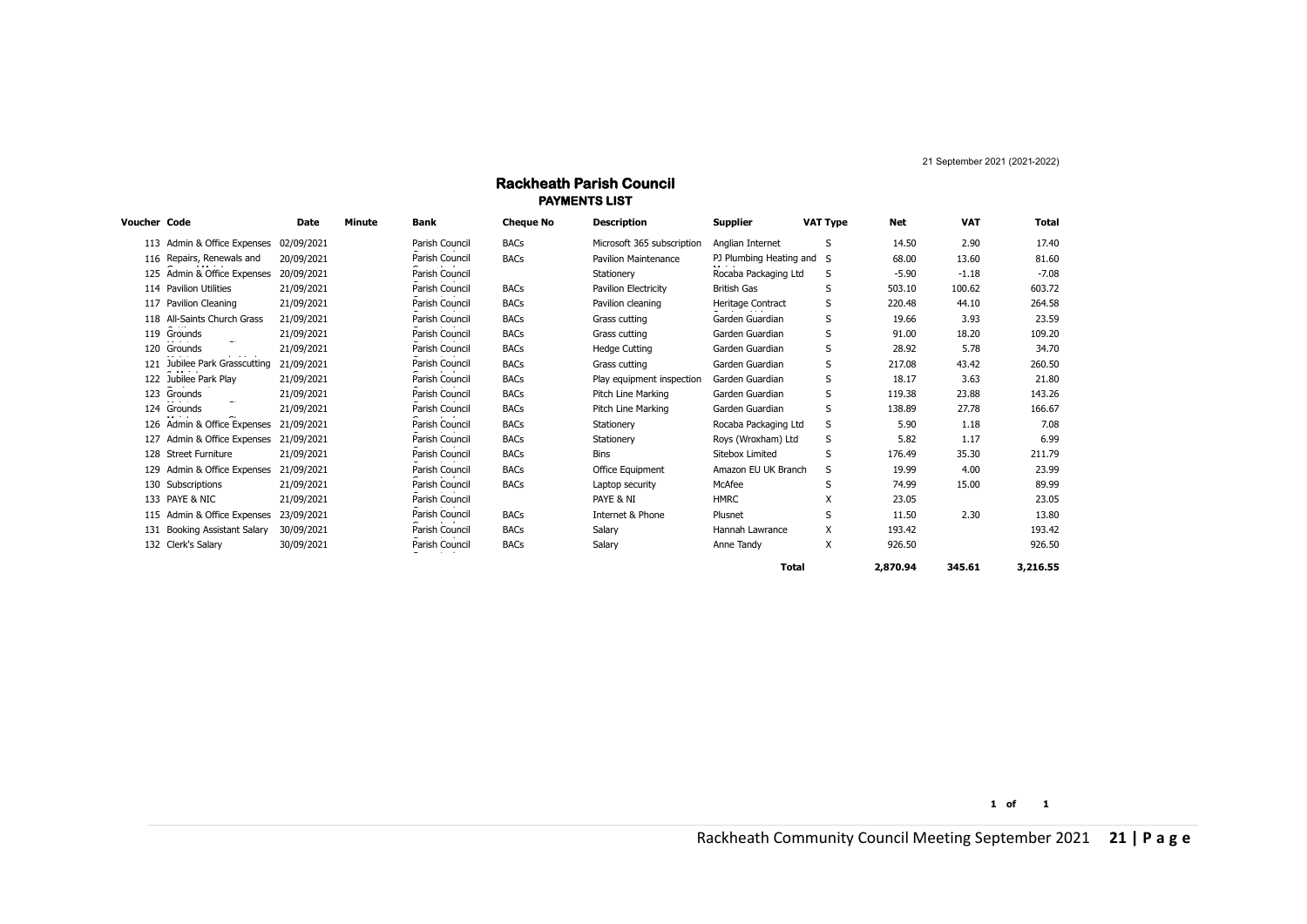21 September 2021 (2021-2022)

# Rackheath Parish Council

## PAYMENTS LIST

| Voucher | Code | Date | Minute | Bank | Cheque No | Description | Supplier | VAT Type | Net | VAT | Total |
|---|---|---|---|---|---|---|---|---|---|---|---|
| 113 | Admin & Office Expenses | 02/09/2021 | | Parish Council | BACs | Microsoft 365 subscription | Anglian Internet | S | 14.50 | 2.90 | 17.40 |
| 116 | Repairs, Renewals and | 20/09/2021 | | Parish Council | BACs | Pavilion Maintenance | PJ Plumbing Heating and | S | 68.00 | 13.60 | 81.60 |
| 125 | Admin & Office Expenses | 20/09/2021 | | Parish Council | | Stationery | Rocaba Packaging Ltd | S | -5.90 | -1.18 | -7.08 |
| 114 | Pavilion Utilities | 21/09/2021 | | Parish Council | BACs | Pavilion Electricity | British Gas | S | 503.10 | 100.62 | 603.72 |
| 117 | Pavilion Cleaning | 21/09/2021 | | Parish Council | BACs | Pavilion cleaning | Heritage Contract | S | 220.48 | 44.10 | 264.58 |
| 118 | All-Saints Church Grass | 21/09/2021 | | Parish Council | BACs | Grass cutting | Garden Guardian | S | 19.66 | 3.93 | 23.59 |
| 119 | Grounds | 21/09/2021 | | Parish Council | BACs | Grass cutting | Garden Guardian | S | 91.00 | 18.20 | 109.20 |
| 120 | Grounds | 21/09/2021 | | Parish Council | BACs | Hedge Cutting | Garden Guardian | S | 28.92 | 5.78 | 34.70 |
| 121 | Jubilee Park Grasscutting | 21/09/2021 | | Parish Council | BACs | Grass cutting | Garden Guardian | S | 217.08 | 43.42 | 260.50 |
| 122 | Jubilee Park Play | 21/09/2021 | | Parish Council | BACs | Play equipment inspection | Garden Guardian | S | 18.17 | 3.63 | 21.80 |
| 123 | Grounds | 21/09/2021 | | Parish Council | BACs | Pitch Line Marking | Garden Guardian | S | 119.38 | 23.88 | 143.26 |
| 124 | Grounds | 21/09/2021 | | Parish Council | BACs | Pitch Line Marking | Garden Guardian | S | 138.89 | 27.78 | 166.67 |
| 126 | Admin & Office Expenses | 21/09/2021 | | Parish Council | BACs | Stationery | Rocaba Packaging Ltd | S | 5.90 | 1.18 | 7.08 |
| 127 | Admin & Office Expenses | 21/09/2021 | | Parish Council | BACs | Stationery | Roys (Wroxham) Ltd | S | 5.82 | 1.17 | 6.99 |
| 128 | Street Furniture | 21/09/2021 | | Parish Council | BACs | Bins | Sitebox Limited | S | 176.49 | 35.30 | 211.79 |
| 129 | Admin & Office Expenses | 21/09/2021 | | Parish Council | BACs | Office Equipment | Amazon EU UK Branch | S | 19.99 | 4.00 | 23.99 |
| 130 | Subscriptions | 21/09/2021 | | Parish Council | BACs | Laptop security | McAfee | S | 74.99 | 15.00 | 89.99 |
| 133 | PAYE & NIC | 21/09/2021 | | Parish Council | | PAYE & NI | HMRC | X | 23.05 | | 23.05 |
| 115 | Admin & Office Expenses | 23/09/2021 | | Parish Council | BACs | Internet & Phone | Plusnet | S | 11.50 | 2.30 | 13.80 |
| 131 | Booking Assistant Salary | 30/09/2021 | | Parish Council | BACs | Salary | Hannah Lawrance | X | 193.42 | | 193.42 |
| 132 | Clerk's Salary | 30/09/2021 | | Parish Council | BACs | Salary | Anne Tandy | X | 926.50 | | 926.50 |
| | | | | | | | Total | | 2,870.94 | 345.61 | 3,216.55 |